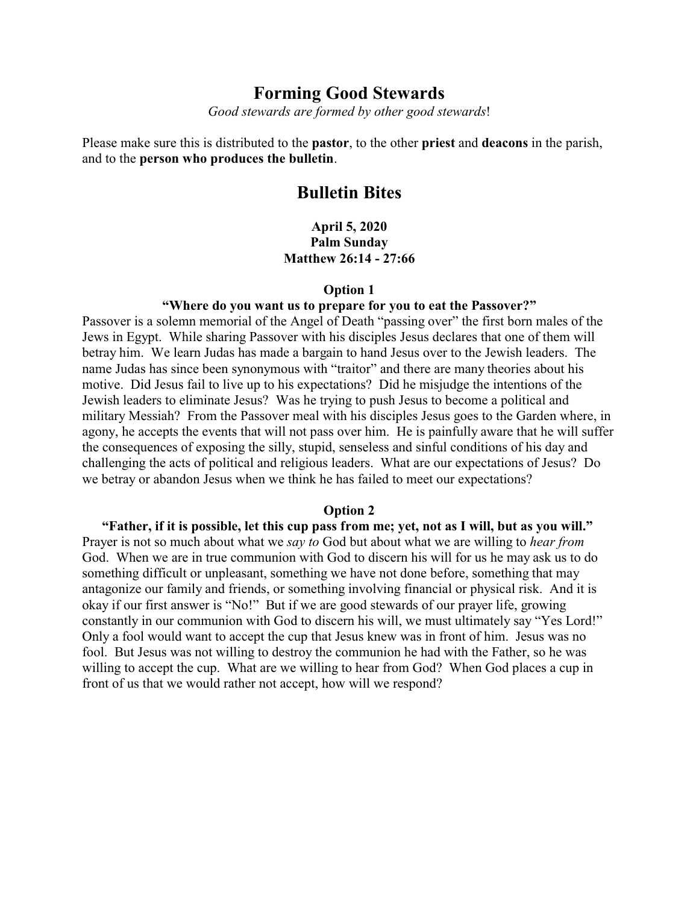# Forming Good Stewards

*Good stewards are formed by other good stewards*!

Please make sure this is distributed to the **pastor**, to the other **priest** and **deacons** in the parish, and to the **person who produces the bulletin**.

## Bulletin Bites

**April 5, 2020**
**Palm Sunday**
**Matthew 26:14 - 27:66**

### Option 1

**"Where do you want us to prepare for you to eat the Passover?"**

Passover is a solemn memorial of the Angel of Death "passing over" the first born males of the Jews in Egypt. While sharing Passover with his disciples Jesus declares that one of them will betray him. We learn Judas has made a bargain to hand Jesus over to the Jewish leaders. The name Judas has since been synonymous with "traitor" and there are many theories about his motive. Did Jesus fail to live up to his expectations? Did he misjudge the intentions of the Jewish leaders to eliminate Jesus? Was he trying to push Jesus to become a political and military Messiah? From the Passover meal with his disciples Jesus goes to the Garden where, in agony, he accepts the events that will not pass over him. He is painfully aware that he will suffer the consequences of exposing the silly, stupid, senseless and sinful conditions of his day and challenging the acts of political and religious leaders. What are our expectations of Jesus? Do we betray or abandon Jesus when we think he has failed to meet our expectations?

### Option 2

**"Father, if it is possible, let this cup pass from me; yet, not as I will, but as you will."**

Prayer is not so much about what we *say to* God but about what we are willing to *hear from* God. When we are in true communion with God to discern his will for us he may ask us to do something difficult or unpleasant, something we have not done before, something that may antagonize our family and friends, or something involving financial or physical risk. And it is okay if our first answer is "No!" But if we are good stewards of our prayer life, growing constantly in our communion with God to discern his will, we must ultimately say "Yes Lord!" Only a fool would want to accept the cup that Jesus knew was in front of him. Jesus was no fool. But Jesus was not willing to destroy the communion he had with the Father, so he was willing to accept the cup. What are we willing to hear from God? When God places a cup in front of us that we would rather not accept, how will we respond?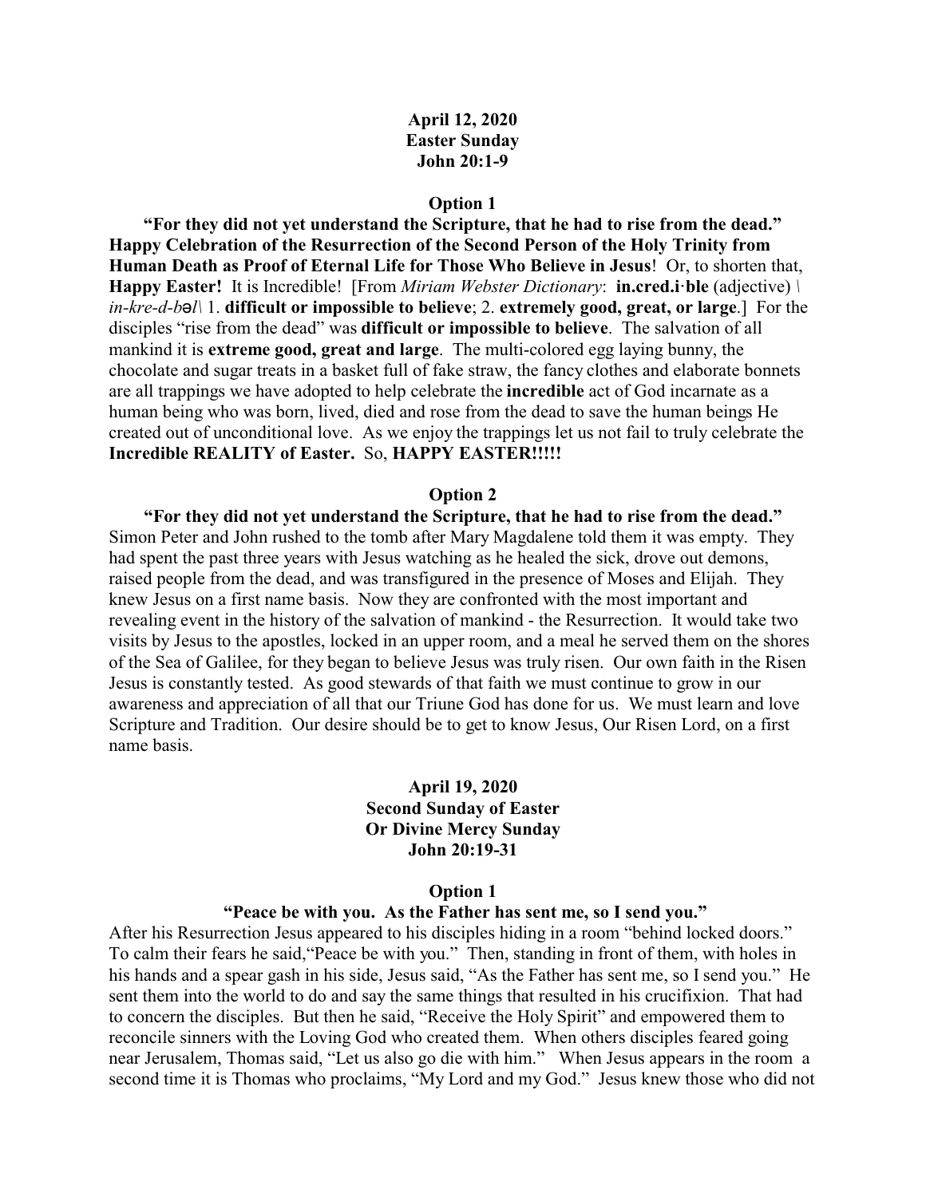**April 12, 2020**
**Easter Sunday**
**John 20:1-9**

**Option 1**

**"For they did not yet understand the Scripture, that he had to rise from the dead." Happy Celebration of the Resurrection of the Second Person of the Holy Trinity from Human Death as Proof of Eternal Life for Those Who Believe in Jesus**! Or, to shorten that, **Happy Easter!** It is Incredible! [From *Miriam Webster Dictionary*: **in.cred.i·ble** (adjective) \ *in-kre-d-bəl*\ 1. **difficult or impossible to believe**; 2. **extremely good, great, or large**.] For the disciples "rise from the dead" was **difficult or impossible to believe**. The salvation of all mankind it is **extreme good, great and large**. The multi-colored egg laying bunny, the chocolate and sugar treats in a basket full of fake straw, the fancy clothes and elaborate bonnets are all trappings we have adopted to help celebrate the **incredible** act of God incarnate as a human being who was born, lived, died and rose from the dead to save the human beings He created out of unconditional love. As we enjoy the trappings let us not fail to truly celebrate the **Incredible REALITY of Easter.** So, **HAPPY EASTER!!!!!**

**Option 2**

**"For they did not yet understand the Scripture, that he had to rise from the dead."** Simon Peter and John rushed to the tomb after Mary Magdalene told them it was empty. They had spent the past three years with Jesus watching as he healed the sick, drove out demons, raised people from the dead, and was transfigured in the presence of Moses and Elijah. They knew Jesus on a first name basis. Now they are confronted with the most important and revealing event in the history of the salvation of mankind - the Resurrection. It would take two visits by Jesus to the apostles, locked in an upper room, and a meal he served them on the shores of the Sea of Galilee, for they began to believe Jesus was truly risen. Our own faith in the Risen Jesus is constantly tested. As good stewards of that faith we must continue to grow in our awareness and appreciation of all that our Triune God has done for us. We must learn and love Scripture and Tradition. Our desire should be to get to know Jesus, Our Risen Lord, on a first name basis.

**April 19, 2020**
**Second Sunday of Easter**
**Or Divine Mercy Sunday**
**John 20:19-31**

**Option 1**

**"Peace be with you. As the Father has sent me, so I send you."**

After his Resurrection Jesus appeared to his disciples hiding in a room "behind locked doors." To calm their fears he said,"Peace be with you." Then, standing in front of them, with holes in his hands and a spear gash in his side, Jesus said, "As the Father has sent me, so I send you." He sent them into the world to do and say the same things that resulted in his crucifixion. That had to concern the disciples. But then he said, "Receive the Holy Spirit" and empowered them to reconcile sinners with the Loving God who created them. When others disciples feared going near Jerusalem, Thomas said, "Let us also go die with him." When Jesus appears in the room a second time it is Thomas who proclaims, "My Lord and my God." Jesus knew those who did not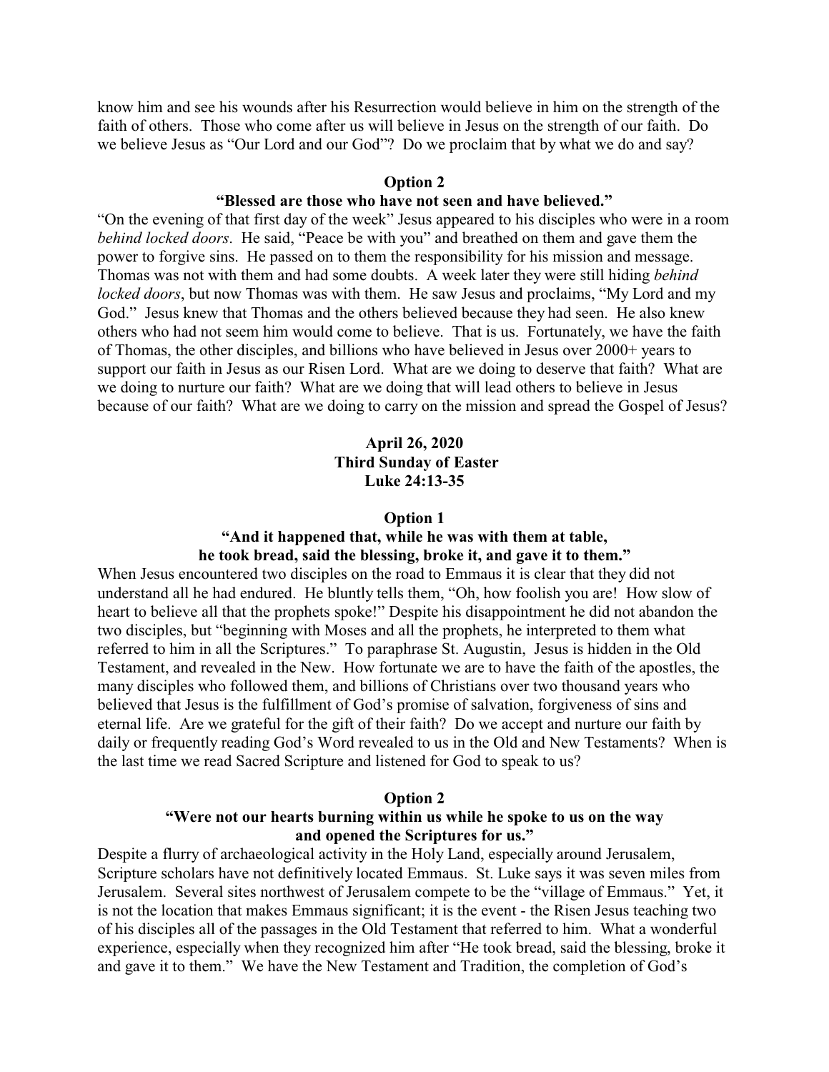know him and see his wounds after his Resurrection would believe in him on the strength of the faith of others. Those who come after us will believe in Jesus on the strength of our faith. Do we believe Jesus as "Our Lord and our God"? Do we proclaim that by what we do and say?

**Option 2**

**"Blessed are those who have not seen and have believed."**

"On the evening of that first day of the week" Jesus appeared to his disciples who were in a room *behind locked doors*. He said, "Peace be with you" and breathed on them and gave them the power to forgive sins. He passed on to them the responsibility for his mission and message. Thomas was not with them and had some doubts. A week later they were still hiding *behind locked doors*, but now Thomas was with them. He saw Jesus and proclaims, "My Lord and my God." Jesus knew that Thomas and the others believed because they had seen. He also knew others who had not seem him would come to believe. That is us. Fortunately, we have the faith of Thomas, the other disciples, and billions who have believed in Jesus over 2000+ years to support our faith in Jesus as our Risen Lord. What are we doing to deserve that faith? What are we doing to nurture our faith? What are we doing that will lead others to believe in Jesus because of our faith? What are we doing to carry on the mission and spread the Gospel of Jesus?

**April 26, 2020**
**Third Sunday of Easter**
**Luke 24:13-35**

**Option 1**

**"And it happened that, while he was with them at table, he took bread, said the blessing, broke it, and gave it to them."**

When Jesus encountered two disciples on the road to Emmaus it is clear that they did not understand all he had endured. He bluntly tells them, "Oh, how foolish you are! How slow of heart to believe all that the prophets spoke!" Despite his disappointment he did not abandon the two disciples, but "beginning with Moses and all the prophets, he interpreted to them what referred to him in all the Scriptures." To paraphrase St. Augustin, Jesus is hidden in the Old Testament, and revealed in the New. How fortunate we are to have the faith of the apostles, the many disciples who followed them, and billions of Christians over two thousand years who believed that Jesus is the fulfillment of God's promise of salvation, forgiveness of sins and eternal life. Are we grateful for the gift of their faith? Do we accept and nurture our faith by daily or frequently reading God's Word revealed to us in the Old and New Testaments? When is the last time we read Sacred Scripture and listened for God to speak to us?

**Option 2**

**"Were not our hearts burning within us while he spoke to us on the way and opened the Scriptures for us."**

Despite a flurry of archaeological activity in the Holy Land, especially around Jerusalem, Scripture scholars have not definitively located Emmaus. St. Luke says it was seven miles from Jerusalem. Several sites northwest of Jerusalem compete to be the "village of Emmaus." Yet, it is not the location that makes Emmaus significant; it is the event - the Risen Jesus teaching two of his disciples all of the passages in the Old Testament that referred to him. What a wonderful experience, especially when they recognized him after "He took bread, said the blessing, broke it and gave it to them." We have the New Testament and Tradition, the completion of God's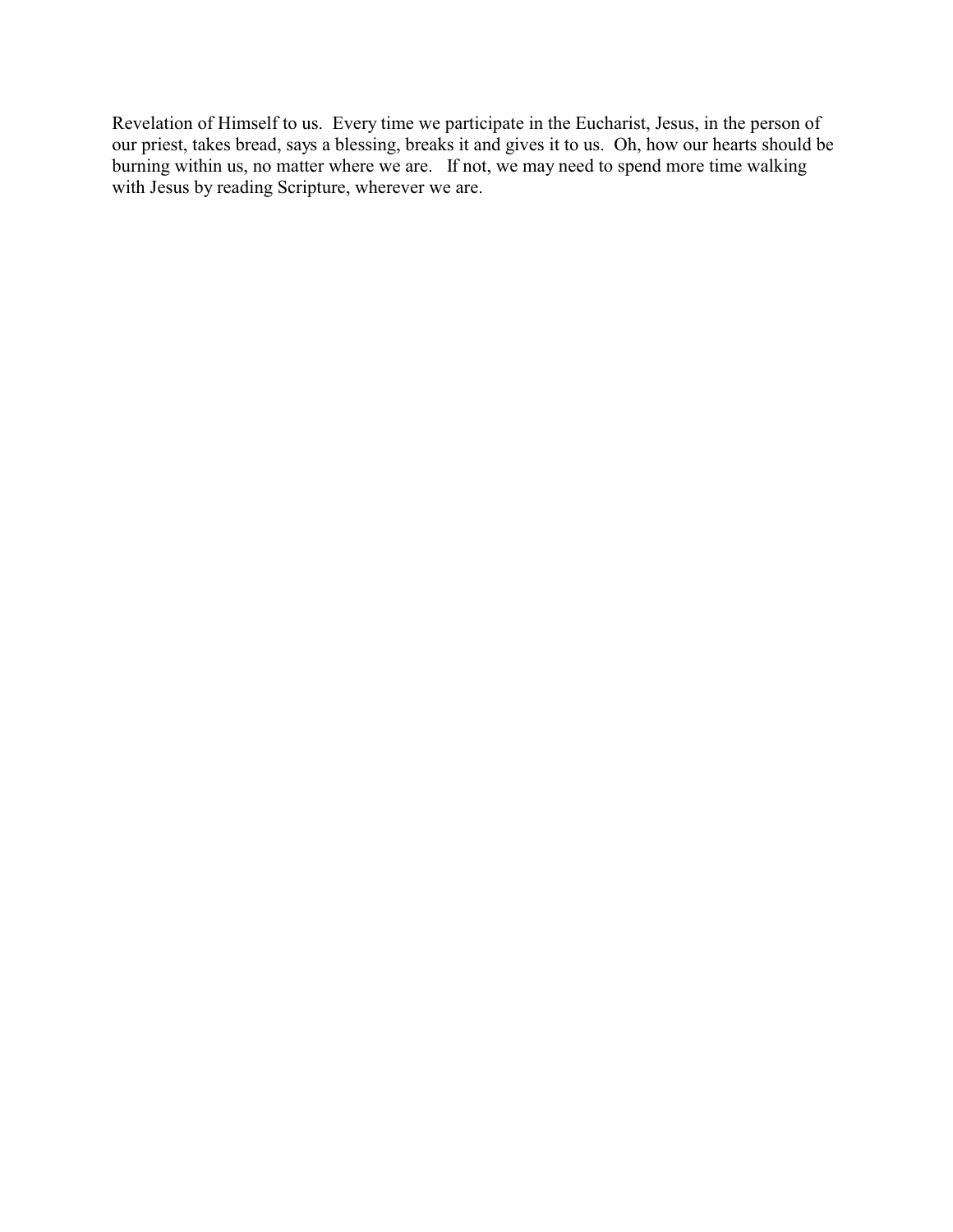Revelation of Himself to us. Every time we participate in the Eucharist, Jesus, in the person of our priest, takes bread, says a blessing, breaks it and gives it to us. Oh, how our hearts should be burning within us, no matter where we are. If not, we may need to spend more time walking with Jesus by reading Scripture, wherever we are.